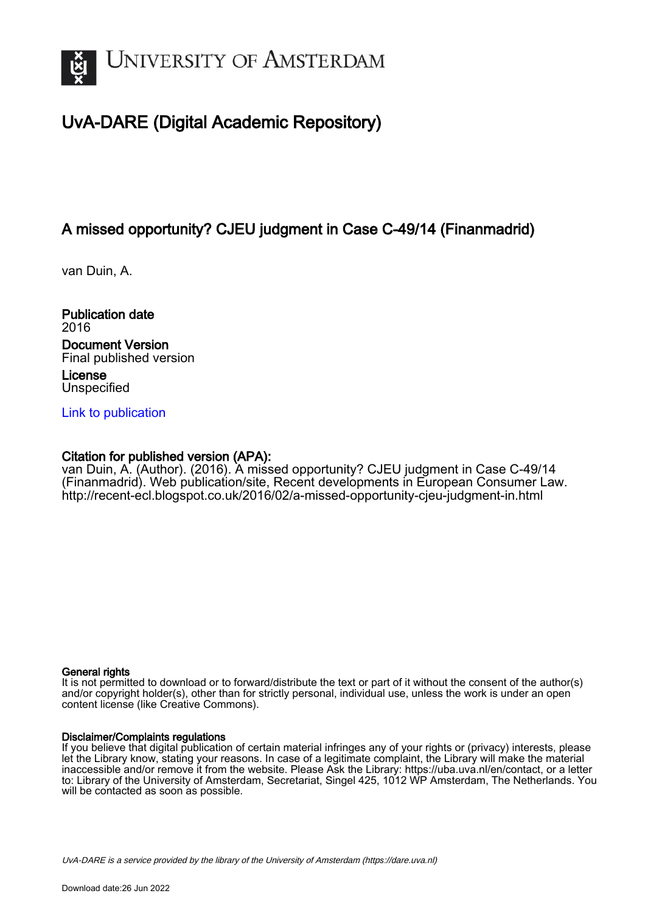# UvA-DARE (Digital Academic Repository)

## A missed opportunity? CJEU judgment in Case C-49/14 (Finanmadrid)

van Duin, A.

**Publication date**
2016

**Document Version**
Final published version

**License**
Unspecified

Link to publication

**Citation for published version (APA):**
van Duin, A. (Author). (2016). A missed opportunity? CJEU judgment in Case C-49/14 (Finanmadrid). Web publication/site, Recent developments in European Consumer Law. http://recent-ecl.blogspot.co.uk/2016/02/a-missed-opportunity-cjeu-judgment-in.html

**General rights**
It is not permitted to download or to forward/distribute the text or part of it without the consent of the author(s) and/or copyright holder(s), other than for strictly personal, individual use, unless the work is under an open content license (like Creative Commons).

**Disclaimer/Complaints regulations**
If you believe that digital publication of certain material infringes any of your rights or (privacy) interests, please let the Library know, stating your reasons. In case of a legitimate complaint, the Library will make the material inaccessible and/or remove it from the website. Please Ask the Library: https://uba.uva.nl/en/contact, or a letter to: Library of the University of Amsterdam, Secretariat, Singel 425, 1012 WP Amsterdam, The Netherlands. You will be contacted as soon as possible.

UvA-DARE is a service provided by the library of the University of Amsterdam (https://dare.uva.nl)

Download date:26 Jun 2022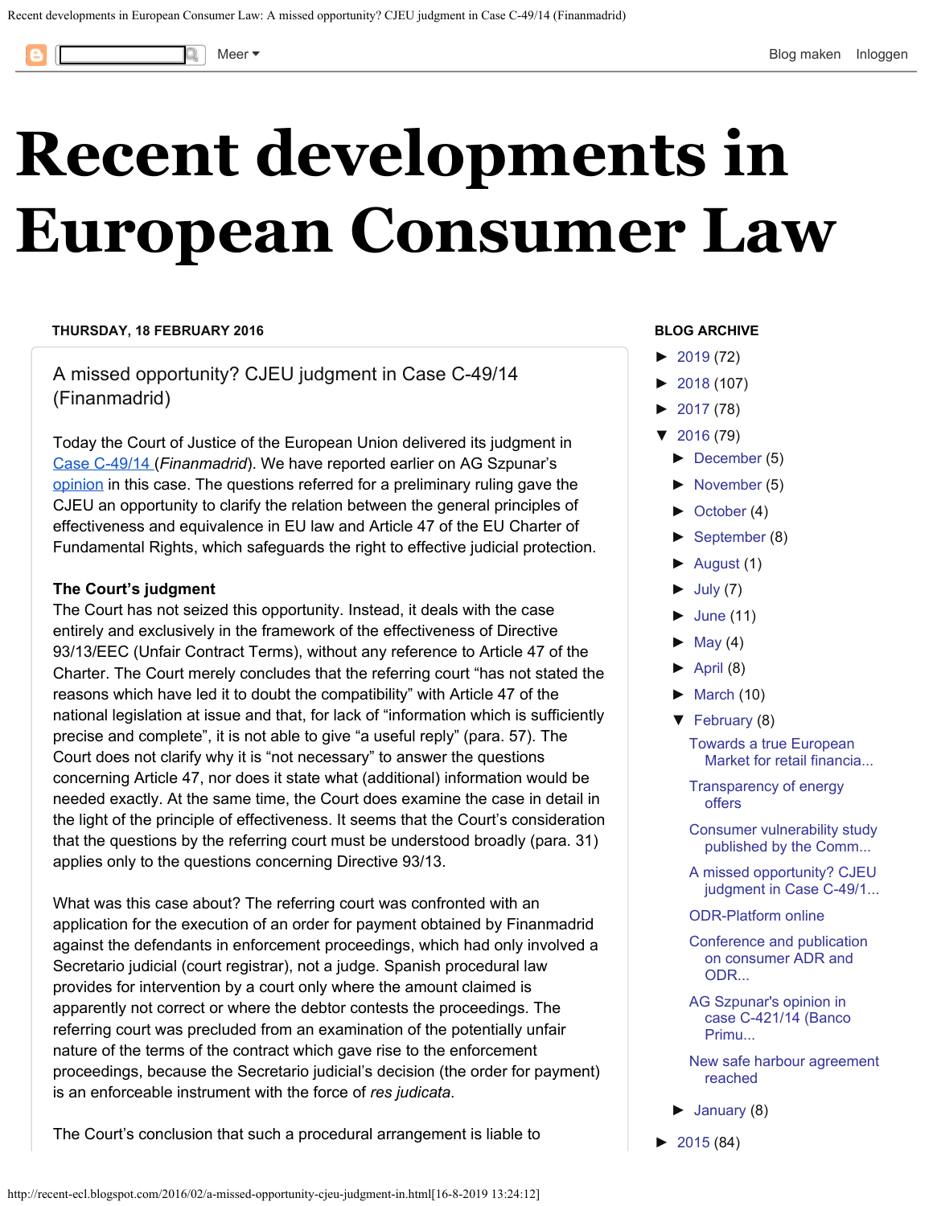# Recent developments in European Consumer Law

**THURSDAY, 18 FEBRUARY 2016**

## A missed opportunity? CJEU judgment in Case C-49/14 (Finanmadrid)

Today the Court of Justice of the European Union delivered its judgment in Case C-49/14 (*Finanmadrid*). We have reported earlier on AG Szpunar's opinion in this case. The questions referred for a preliminary ruling gave the CJEU an opportunity to clarify the relation between the general principles of effectiveness and equivalence in EU law and Article 47 of the EU Charter of Fundamental Rights, which safeguards the right to effective judicial protection.

**The Court's judgment**

The Court has not seized this opportunity. Instead, it deals with the case entirely and exclusively in the framework of the effectiveness of Directive 93/13/EEC (Unfair Contract Terms), without any reference to Article 47 of the Charter. The Court merely concludes that the referring court "has not stated the reasons which have led it to doubt the compatibility" with Article 47 of the national legislation at issue and that, for lack of "information which is sufficiently precise and complete", it is not able to give "a useful reply" (para. 57). The Court does not clarify why it is "not necessary" to answer the questions concerning Article 47, nor does it state what (additional) information would be needed exactly. At the same time, the Court does examine the case in detail in the light of the principle of effectiveness. It seems that the Court's consideration that the questions by the referring court must be understood broadly (para. 31) applies only to the questions concerning Directive 93/13.

What was this case about? The referring court was confronted with an application for the execution of an order for payment obtained by Finanmadrid against the defendants in enforcement proceedings, which had only involved a Secretario judicial (court registrar), not a judge. Spanish procedural law provides for intervention by a court only where the amount claimed is apparently not correct or where the debtor contests the proceedings. The referring court was precluded from an examination of the potentially unfair nature of the terms of the contract which gave rise to the enforcement proceedings, because the Secretario judicial's decision (the order for payment) is an enforceable instrument with the force of *res judicata*.

The Court's conclusion that such a procedural arrangement is liable to

**BLOG ARCHIVE**

- ► 2019 (72)
- ► 2018 (107)
- ► 2017 (78)
- ▼ 2016 (79)
  - ► December (5)
  - ► November (5)
  - ► October (4)
  - ► September (8)
  - ► August (1)
  - ► July (7)
  - ► June (11)
  - ► May (4)
  - ► April (8)
  - ► March (10)
  - ▼ February (8)
    - Towards a true European Market for retail financia...
    - Transparency of energy offers
    - Consumer vulnerability study published by the Comm...
    - A missed opportunity? CJEU judgment in Case C-49/1...
    - ODR-Platform online
    - Conference and publication on consumer ADR and ODR...
    - AG Szpunar's opinion in case C-421/14 (Banco Primu...
    - New safe harbour agreement reached
  - ► January (8)
- ► 2015 (84)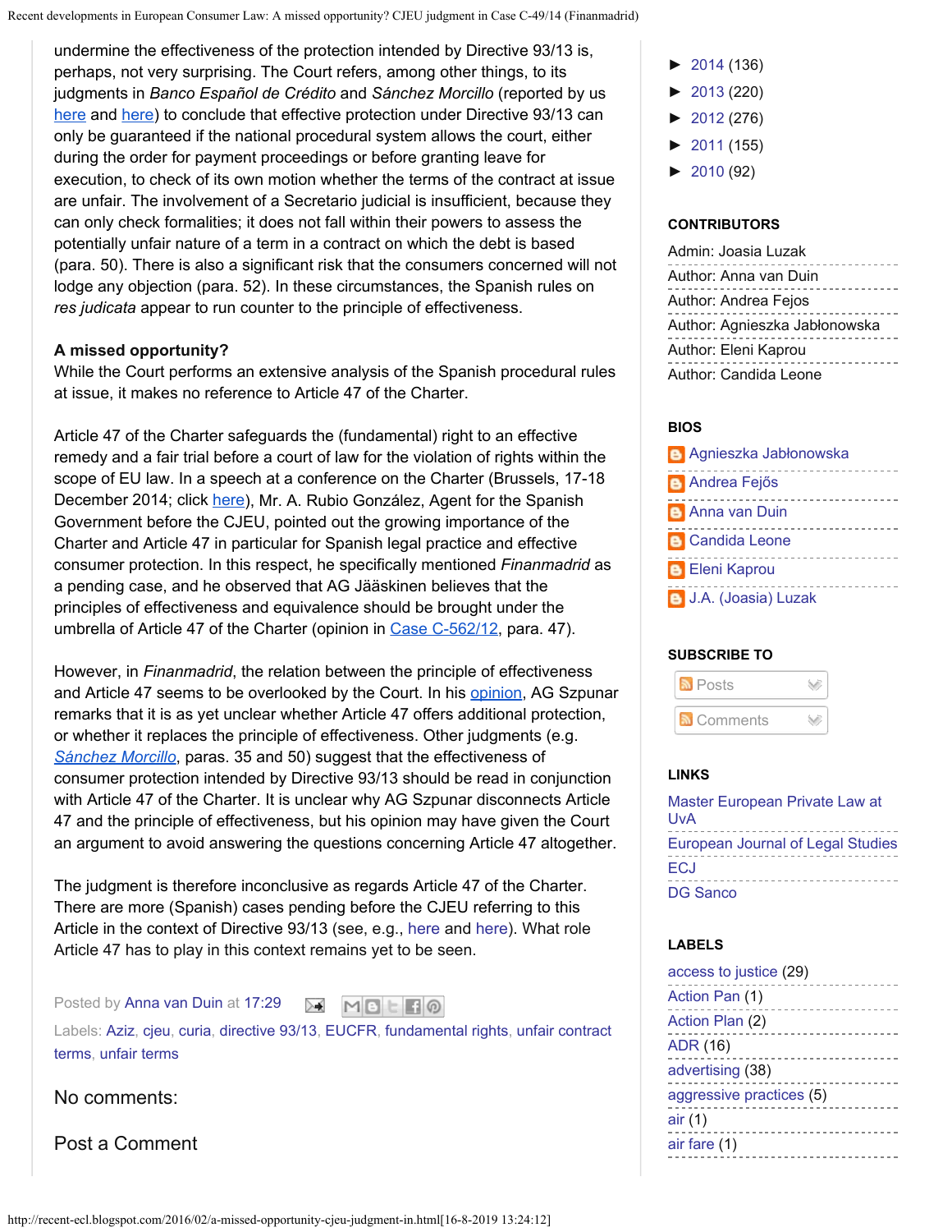undermine the effectiveness of the protection intended by Directive 93/13 is, perhaps, not very surprising. The Court refers, among other things, to its judgments in *Banco Español de Crédito* and *Sánchez Morcillo* (reported by us here and here) to conclude that effective protection under Directive 93/13 can only be guaranteed if the national procedural system allows the court, either during the order for payment proceedings or before granting leave for execution, to check of its own motion whether the terms of the contract at issue are unfair. The involvement of a Secretario judicial is insufficient, because they can only check formalities; it does not fall within their powers to assess the potentially unfair nature of a term in a contract on which the debt is based (para. 50). There is also a significant risk that the consumers concerned will not lodge any objection (para. 52). In these circumstances, the Spanish rules on *res judicata* appear to run counter to the principle of effectiveness.

**A missed opportunity?**

While the Court performs an extensive analysis of the Spanish procedural rules at issue, it makes no reference to Article 47 of the Charter.

Article 47 of the Charter safeguards the (fundamental) right to an effective remedy and a fair trial before a court of law for the violation of rights within the scope of EU law. In a speech at a conference on the Charter (Brussels, 17-18 December 2014; click here), Mr. A. Rubio González, Agent for the Spanish Government before the CJEU, pointed out the growing importance of the Charter and Article 47 in particular for Spanish legal practice and effective consumer protection. In this respect, he specifically mentioned *Finanmadrid* as a pending case, and he observed that AG Jääskinen believes that the principles of effectiveness and equivalence should be brought under the umbrella of Article 47 of the Charter (opinion in Case C-562/12, para. 47).

However, in *Finanmadrid*, the relation between the principle of effectiveness and Article 47 seems to be overlooked by the Court. In his opinion, AG Szpunar remarks that it is as yet unclear whether Article 47 offers additional protection, or whether it replaces the principle of effectiveness. Other judgments (e.g. *Sánchez Morcillo*, paras. 35 and 50) suggest that the effectiveness of consumer protection intended by Directive 93/13 should be read in conjunction with Article 47 of the Charter. It is unclear why AG Szpunar disconnects Article 47 and the principle of effectiveness, but his opinion may have given the Court an argument to avoid answering the questions concerning Article 47 altogether.

The judgment is therefore inconclusive as regards Article 47 of the Charter. There are more (Spanish) cases pending before the CJEU referring to this Article in the context of Directive 93/13 (see, e.g., here and here). What role Article 47 has to play in this context remains yet to be seen.

Posted by Anna van Duin at 17:29

Labels: Aziz, cjeu, curia, directive 93/13, EUCFR, fundamental rights, unfair contract terms, unfair terms

No comments:

Post a Comment

- ► 2014 (136)
- ► 2013 (220)
- ► 2012 (276)
- ► 2011 (155)
- ► 2010 (92)

**CONTRIBUTORS**

Admin: Joasia Luzak
Author: Anna van Duin
Author: Andrea Fejos
Author: Agnieszka Jabłonowska
Author: Eleni Kaprou
Author: Candida Leone

**BIOS**

Agnieszka Jabłonowska
Andrea Fejős
Anna van Duin
Candida Leone
Eleni Kaprou
J.A. (Joasia) Luzak

**SUBSCRIBE TO**

Posts
Comments

**LINKS**

Master European Private Law at UvA
European Journal of Legal Studies
ECJ
DG Sanco

**LABELS**

access to justice (29)
Action Pan (1)
Action Plan (2)
ADR (16)
advertising (38)
aggressive practices (5)
air (1)
air fare (1)